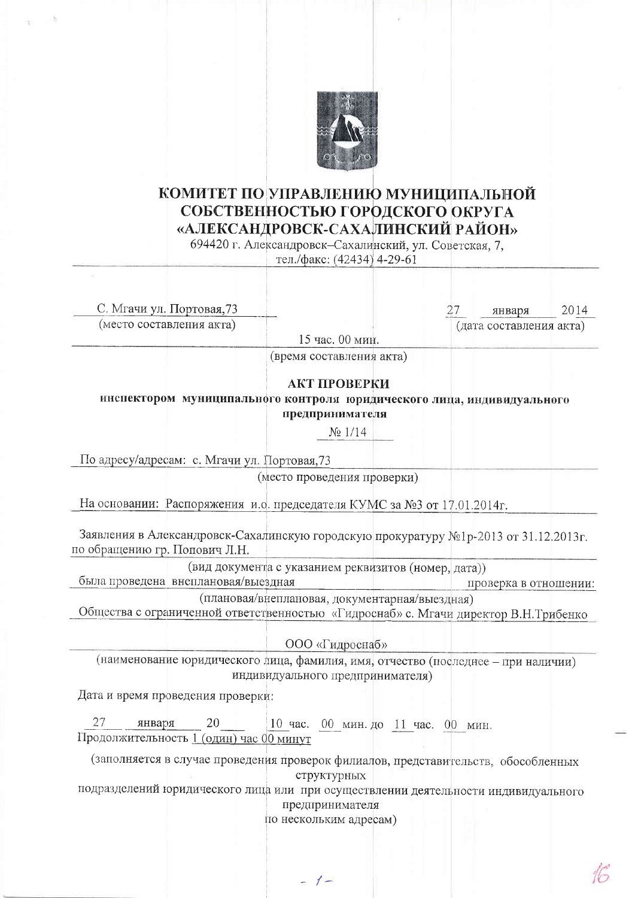# КОМИТЕТ ПО УПРАВЛЕНИЮ МУНИЦИПАЛЬНОЙ СОБСТВЕННОСТЬЮ ГОРОДСКОГО ОКРУГА «АЛЕКСАНДРОВСК-САХАЛИНСКИЙ РАЙОН»

694420 г. Александровск–Сахалинский, ул. Советская, 7,
тел./факс: (42434) 4-29-61

С. Мгачи ул. Портовая,73
(место составления акта)

27 января 2014
(дата составления акта)

15 час. 00 мин.
(время составления акта)

## АКТ ПРОВЕРКИ

**инспектором муниципального контроля юридического лица, индивидуального предпринимателя**

№ 1/14

По адресу/адресам: с. Мгачи ул. Портовая,73
(место проведения проверки)

На основании: Распоряжения и.о. председателя КУМС за №3 от 17.01.2014г.

Заявления в Александровск-Сахалинскую городскую прокуратуру №1р-2013 от 31.12.2013г. по обращению гр. Попович Л.Н.
(вид документа с указанием реквизитов (номер, дата))

была проведена внеплановая/выездная проверка в отношении:
(плановая/внеплановая, документарная/выездная)

Общества с ограниченной ответственностью «Гидроснаб» с. Мгачи директор В.Н.Трибенко

ООО «Гидроснаб»
(наименование юридического лица, фамилия, имя, отчество (последнее – при наличии) индивидуального предпринимателя)

Дата и время проведения проверки:

27 января 20__ 10 час. 00 мин. до 11 час. 00 мин.
Продолжительность 1 (один) час 00 минут

(заполняется в случае проведения проверок филиалов, представительств, обособленных структурных подразделений юридического лица или при осуществлении деятельности индивидуального предпринимателя по нескольким адресам)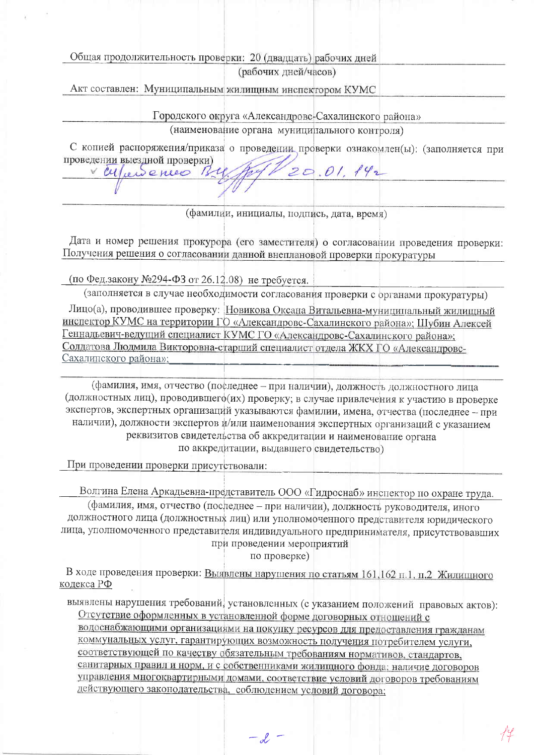Общая продолжительность проверки: 20 (двадцать) рабочих дней

(рабочих дней/часов)

Акт составлен: Муниципальным жилищным инспектором КУМС

Городского округа «Александровс-Сахалинского района»

(наименование органа муниципального контроля)

С копией распоряжения/приказа о проведении проверки ознакомлен(ы): (заполняется при проведении выездной проверки)

Ознакомлен ВЦ 20.01.14г

(фамилии, инициалы, подпись, дата, время)

Дата и номер решения прокурора (его заместителя) о согласовании проведения проверки: Получения решения о согласовании данной внеплановой проверки прокуратуры

(по Фед.закону №294-ФЗ от 26.12.08) не требуется.

(заполняется в случае необходимости согласования проверки с органами прокуратуры)

Лицо(а), проводившее проверку: Новикова Оксана Витальевна-муниципальный жилищный инспектор КУМС на территории ГО «Александровс-Сахалинского района»; Шубин Алексей Геннадьевич-ведущий специалист КУМС ГО «Александровс-Сахалинского района»; Солдатова Людмила Викторовна-старший специалист отдела ЖКХ ГО «Александровс-Сахалинского района»;

(фамилия, имя, отчество (последнее – при наличии), должность должностного лица (должностных лиц), проводившего(их) проверку; в случае привлечения к участию в проверке экспертов, экспертных организаций указываются фамилии, имена, отчества (последнее – при наличии), должности экспертов и/или наименования экспертных организаций с указанием реквизитов свидетельства об аккредитации и наименование органа по аккредитации, выдавшего свидетельство)

При проведении проверки присутствовали:

Волгина Елена Аркадьевна-представитель ООО «Гидроснаб» инспектор по охране труда.

(фамилия, имя, отчество (последнее – при наличии), должность руководителя, иного должностного лица (должностных лиц) или уполномоченного представителя юридического лица, уполномоченного представителя индивидуального предпринимателя, присутствовавших при проведении мероприятий по проверке)

В ходе проведения проверки: Выявлены нарушения по статьям 161,162 п.1, п.2 Жилищного кодекса РФ

выявлены нарушения требований, установленных (с указанием положений правовых актов): Отсутствие оформленных в установленной форме договорных отношений с водоснабжающими организациями на покупку ресурсов для предоставления гражданам коммунальных услуг, гарантирующих возможность получения потребителем услуги, соответствующей по качеству обязательным требованиям нормативов, стандартов, санитарных правил и норм, и с собственниками жилищного фонда; наличие договоров управления многоквартирными домами, соответствие условий договоров требованиям действующего законодательства, соблюдением условий договора;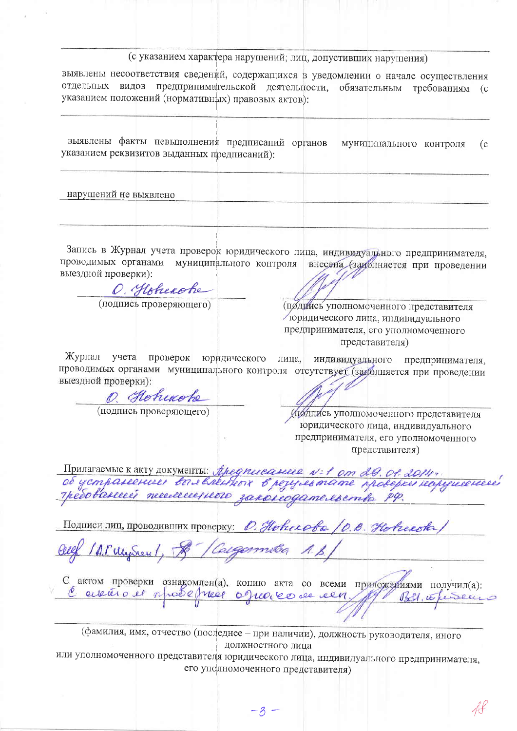(с указанием характера нарушений; лиц, допустивших нарушения)

выявлены несоответствия сведений, содержащихся в уведомлении о начале осуществления отдельных видов предпринимательской деятельности, обязательным требованиям (с указанием положений (нормативных) правовых актов):

выявлены факты невыполнения предписаний органов муниципального контроля (с указанием реквизитов выданных предписаний):

нарушений не выявлено

Запись в Журнал учета проверок юридического лица, индивидуального предпринимателя, проводимых органами муниципального контроля внесена (заполняется при проведении выездной проверки):

О. Новикова

(подпись проверяющего)

(подпись уполномоченного представителя юридического лица, индивидуального предпринимателя, его уполномоченного представителя)

Журнал учета проверок юридического лица, индивидуального предпринимателя, проводимых органами муниципального контроля отсутствует (заполняется при проведении выездной проверки):

О. Новикова

(подпись проверяющего)

(подпись уполномоченного представителя юридического лица, индивидуального предпринимателя, его уполномоченного представителя)

Прилагаемые к акту документы: Предписание №: 1 от 29. 01. 2014 г. об устранении выявленных в результате проверки нарушений требований земельного законодательства РФ.

Подписи лиц, проводивших проверку: О. Новикова /О.В. Новикова/ /А.Г. Шубин/, /Сидорова А.Б./

С актом проверки ознакомлен(а), копию акта со всеми приложениями получил(а): С актом проверки ознакомлен. В.И. ...

(фамилия, имя, отчество (последнее – при наличии), должность руководителя, иного должностного лица или уполномоченного представителя юридического лица, индивидуального предпринимателя, его уполномоченного представителя)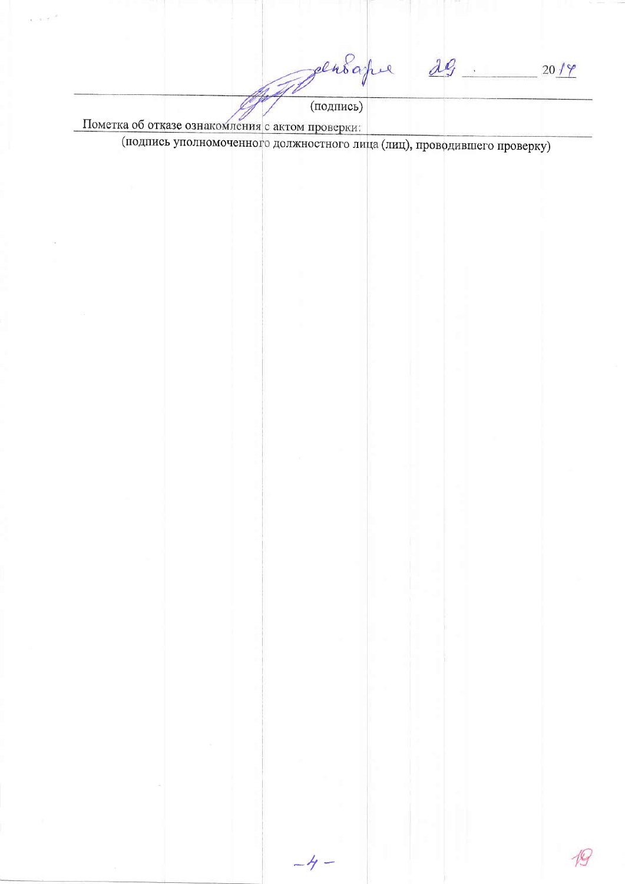января 29 ________ 2017

(подпись)

Пометка об отказе ознакомления с актом проверки: ________________________________

(подпись уполномоченного должностного лица (лиц), проводившего проверку)